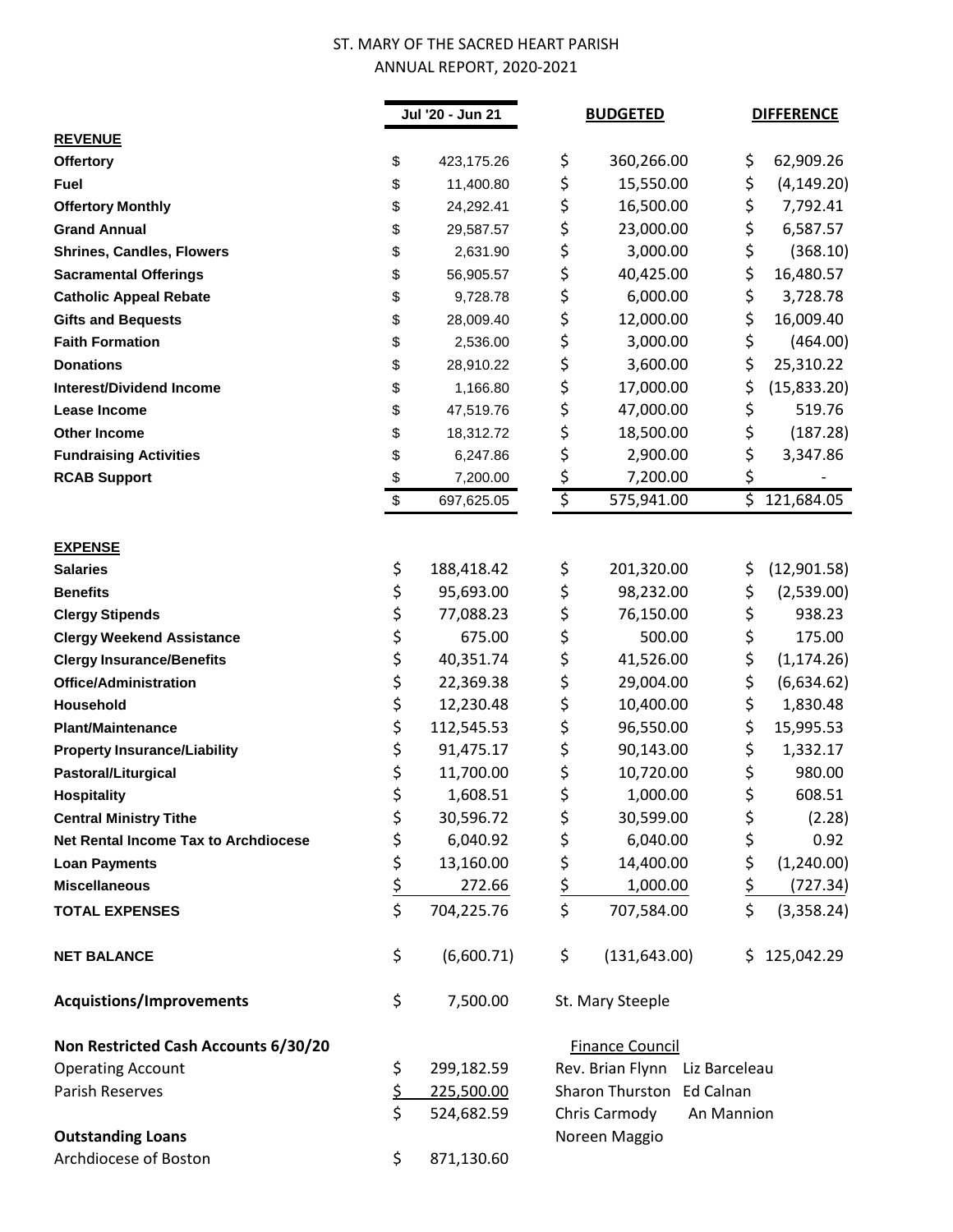# ST. MARY OF THE SACRED HEART PARISH

## ANNUAL REPORT, 2020-2021

| | Jul '20 - Jun 21 | BUDGETED | DIFFERENCE |
|---|---|---|---|
| **REVENUE** | | | |
| **Offertory** | $ 423,175.26 | $ 360,266.00 | $ 62,909.26 |
| **Fuel** | $ 11,400.80 | $ 15,550.00 | $ (4,149.20) |
| **Offertory Monthly** | $ 24,292.41 | $ 16,500.00 | $ 7,792.41 |
| **Grand Annual** | $ 29,587.57 | $ 23,000.00 | $ 6,587.57 |
| **Shrines, Candles, Flowers** | $ 2,631.90 | $ 3,000.00 | $ (368.10) |
| **Sacramental Offerings** | $ 56,905.57 | $ 40,425.00 | $ 16,480.57 |
| **Catholic Appeal Rebate** | $ 9,728.78 | $ 6,000.00 | $ 3,728.78 |
| **Gifts and Bequests** | $ 28,009.40 | $ 12,000.00 | $ 16,009.40 |
| **Faith Formation** | $ 2,536.00 | $ 3,000.00 | $ (464.00) |
| **Donations** | $ 28,910.22 | $ 3,600.00 | $ 25,310.22 |
| **Interest/Dividend Income** | $ 1,166.80 | $ 17,000.00 | $ (15,833.20) |
| **Lease Income** | $ 47,519.76 | $ 47,000.00 | $ 519.76 |
| **Other Income** | $ 18,312.72 | $ 18,500.00 | $ (187.28) |
| **Fundraising Activities** | $ 6,247.86 | $ 2,900.00 | $ 3,347.86 |
| **RCAB Support** | $ 7,200.00 | $ 7,200.00 | $ - |
| | $ 697,625.05 | $ 575,941.00 | $ 121,684.05 |
| **EXPENSE** | | | |
| **Salaries** | $ 188,418.42 | $ 201,320.00 | $ (12,901.58) |
| **Benefits** | $ 95,693.00 | $ 98,232.00 | $ (2,539.00) |
| **Clergy Stipends** | $ 77,088.23 | $ 76,150.00 | $ 938.23 |
| **Clergy Weekend Assistance** | $ 675.00 | $ 500.00 | $ 175.00 |
| **Clergy Insurance/Benefits** | $ 40,351.74 | $ 41,526.00 | $ (1,174.26) |
| **Office/Administration** | $ 22,369.38 | $ 29,004.00 | $ (6,634.62) |
| **Household** | $ 12,230.48 | $ 10,400.00 | $ 1,830.48 |
| **Plant/Maintenance** | $ 112,545.53 | $ 96,550.00 | $ 15,995.53 |
| **Property Insurance/Liability** | $ 91,475.17 | $ 90,143.00 | $ 1,332.17 |
| **Pastoral/Liturgical** | $ 11,700.00 | $ 10,720.00 | $ 980.00 |
| **Hospitality** | $ 1,608.51 | $ 1,000.00 | $ 608.51 |
| **Central Ministry Tithe** | $ 30,596.72 | $ 30,599.00 | $ (2.28) |
| **Net Rental Income Tax to Archdiocese** | $ 6,040.92 | $ 6,040.00 | $ 0.92 |
| **Loan Payments** | $ 13,160.00 | $ 14,400.00 | $ (1,240.00) |
| **Miscellaneous** | $ 272.66 | $ 1,000.00 | $ (727.34) |
| **TOTAL EXPENSES** | $ 704,225.76 | $ 707,584.00 | $ (3,358.24) |
| **NET BALANCE** | $ (6,600.71) | $ (131,643.00) | $ 125,042.29 |

**Acquistions/Improvements** $ 7,500.00 St. Mary Steeple

**Non Restricted Cash Accounts 6/30/20**

| | |
|---|---|
| Operating Account | $ 299,182.59 |
| Parish Reserves | $ 225,500.00 |
| | $ 524,682.59 |

**Outstanding Loans**

| | |
|---|---|
| Archdiocese of Boston | $ 871,130.60 |

Finance Council

Rev. Brian Flynn, Liz Barceleau, Sharon Thurston, Ed Calnan, Chris Carmody, An Mannion, Noreen Maggio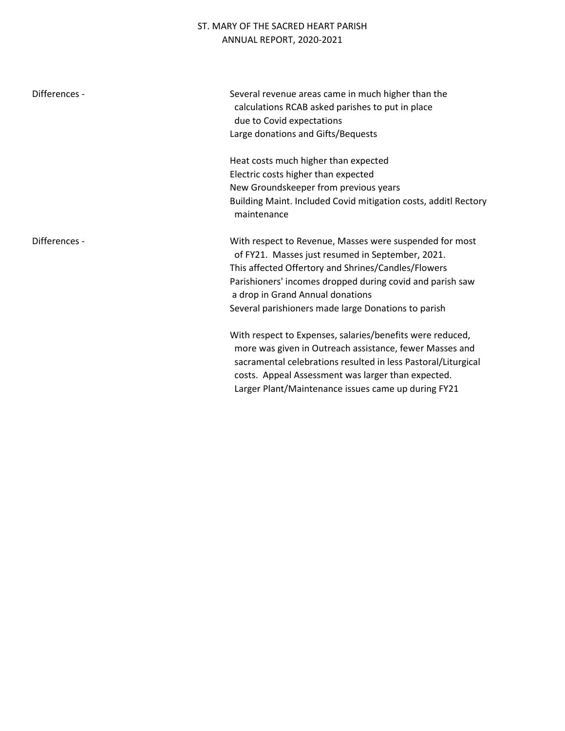ST. MARY OF THE SACRED HEART PARISH
ANNUAL REPORT, 2020-2021

| | |
|---|---|
| Differences - | Several revenue areas came in much higher than the calculations RCAB asked parishes to put in place due to Covid expectations<br>Large donations and Gifts/Bequests<br><br>Heat costs much higher than expected<br>Electric costs higher than expected<br>New Groundskeeper from previous years<br>Building Maint. Included Covid mitigation costs, additl Rectory maintenance |
| Differences - | With respect to Revenue, Masses were suspended for most of FY21. Masses just resumed in September, 2021.<br>This affected Offertory and Shrines/Candles/Flowers<br>Parishioners' incomes dropped during covid and parish saw a drop in Grand Annual donations<br>Several parishioners made large Donations to parish<br><br>With respect to Expenses, salaries/benefits were reduced, more was given in Outreach assistance, fewer Masses and sacramental celebrations resulted in less Pastoral/Liturgical costs. Appeal Assessment was larger than expected. Larger Plant/Maintenance issues came up during FY21 |